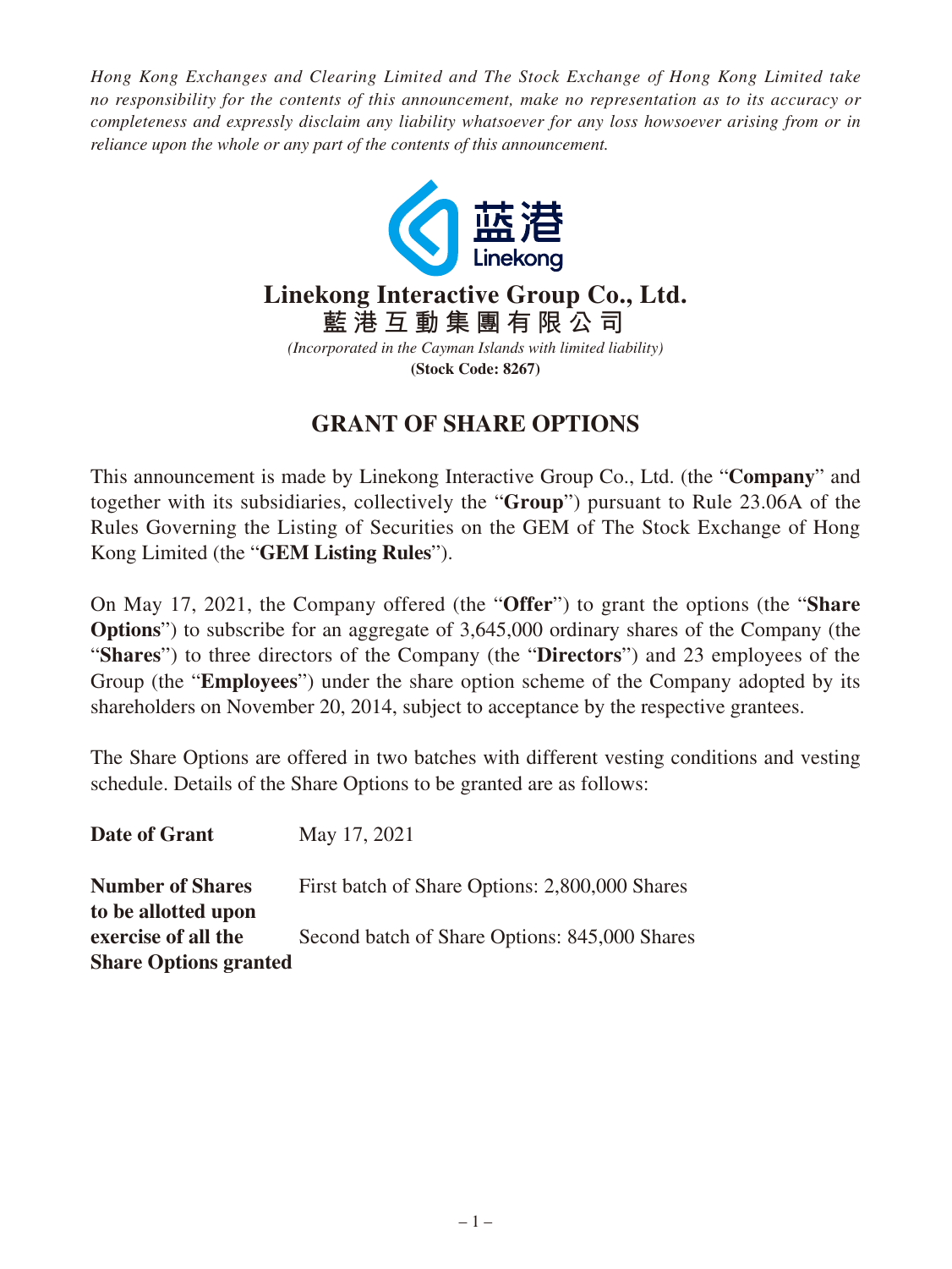*Hong Kong Exchanges and Clearing Limited and The Stock Exchange of Hong Kong Limited take no responsibility for the contents of this announcement, make no representation as to its accuracy or completeness and expressly disclaim any liability whatsoever for any loss howsoever arising from or in reliance upon the whole or any part of the contents of this announcement.*

# Linekong Interactive Group Co., Ltd.

# 藍港互動集團有限公司

*(Incorporated in the Cayman Islands with limited liability)*

**(Stock Code: 8267)**

## GRANT OF SHARE OPTIONS

This announcement is made by Linekong Interactive Group Co., Ltd. (the "**Company**" and together with its subsidiaries, collectively the "**Group**") pursuant to Rule 23.06A of the Rules Governing the Listing of Securities on the GEM of The Stock Exchange of Hong Kong Limited (the "**GEM Listing Rules**").

On May 17, 2021, the Company offered (the "**Offer**") to grant the options (the "**Share Options**") to subscribe for an aggregate of 3,645,000 ordinary shares of the Company (the "**Shares**") to three directors of the Company (the "**Directors**") and 23 employees of the Group (the "**Employees**") under the share option scheme of the Company adopted by its shareholders on November 20, 2014, subject to acceptance by the respective grantees.

The Share Options are offered in two batches with different vesting conditions and vesting schedule. Details of the Share Options to be granted are as follows:

**Date of Grant** May 17, 2021

**Number of Shares to be allotted upon exercise of all the Share Options granted**

First batch of Share Options: 2,800,000 Shares

Second batch of Share Options: 845,000 Shares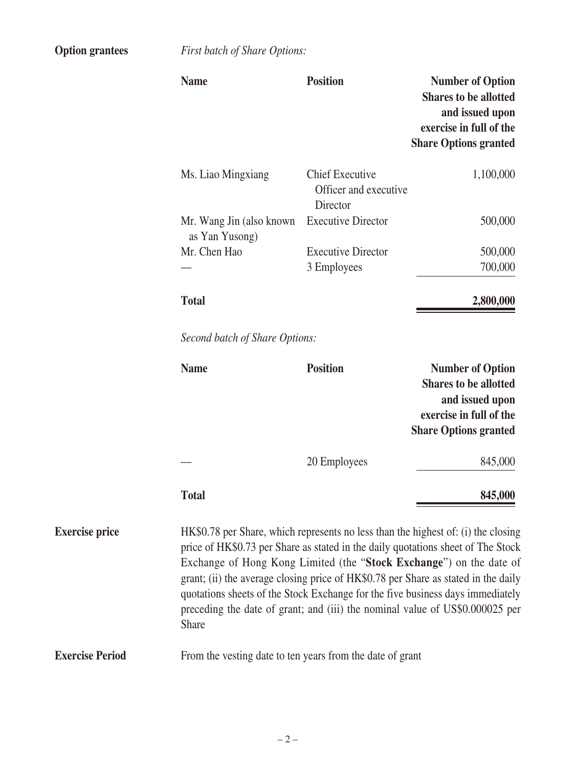**Option grantees**

*First batch of Share Options:*

| Name | Position | Number of Option Shares to be allotted and issued upon exercise in full of the Share Options granted |
|---|---|---|
| Ms. Liao Mingxiang | Chief Executive Officer and executive Director | 1,100,000 |
| Mr. Wang Jin (also known as Yan Yusong) | Executive Director | 500,000 |
| Mr. Chen Hao | Executive Director | 500,000 |
| — | 3 Employees | 700,000 |
| **Total** | | **2,800,000** |

*Second batch of Share Options:*

| Name | Position | Number of Option Shares to be allotted and issued upon exercise in full of the Share Options granted |
|---|---|---|
| — | 20 Employees | 845,000 |
| **Total** | | **845,000** |

**Exercise price**

HK$0.78 per Share, which represents no less than the highest of: (i) the closing price of HK$0.73 per Share as stated in the daily quotations sheet of The Stock Exchange of Hong Kong Limited (the "**Stock Exchange**") on the date of grant; (ii) the average closing price of HK$0.78 per Share as stated in the daily quotations sheets of the Stock Exchange for the five business days immediately preceding the date of grant; and (iii) the nominal value of US$0.000025 per Share

**Exercise Period**

From the vesting date to ten years from the date of grant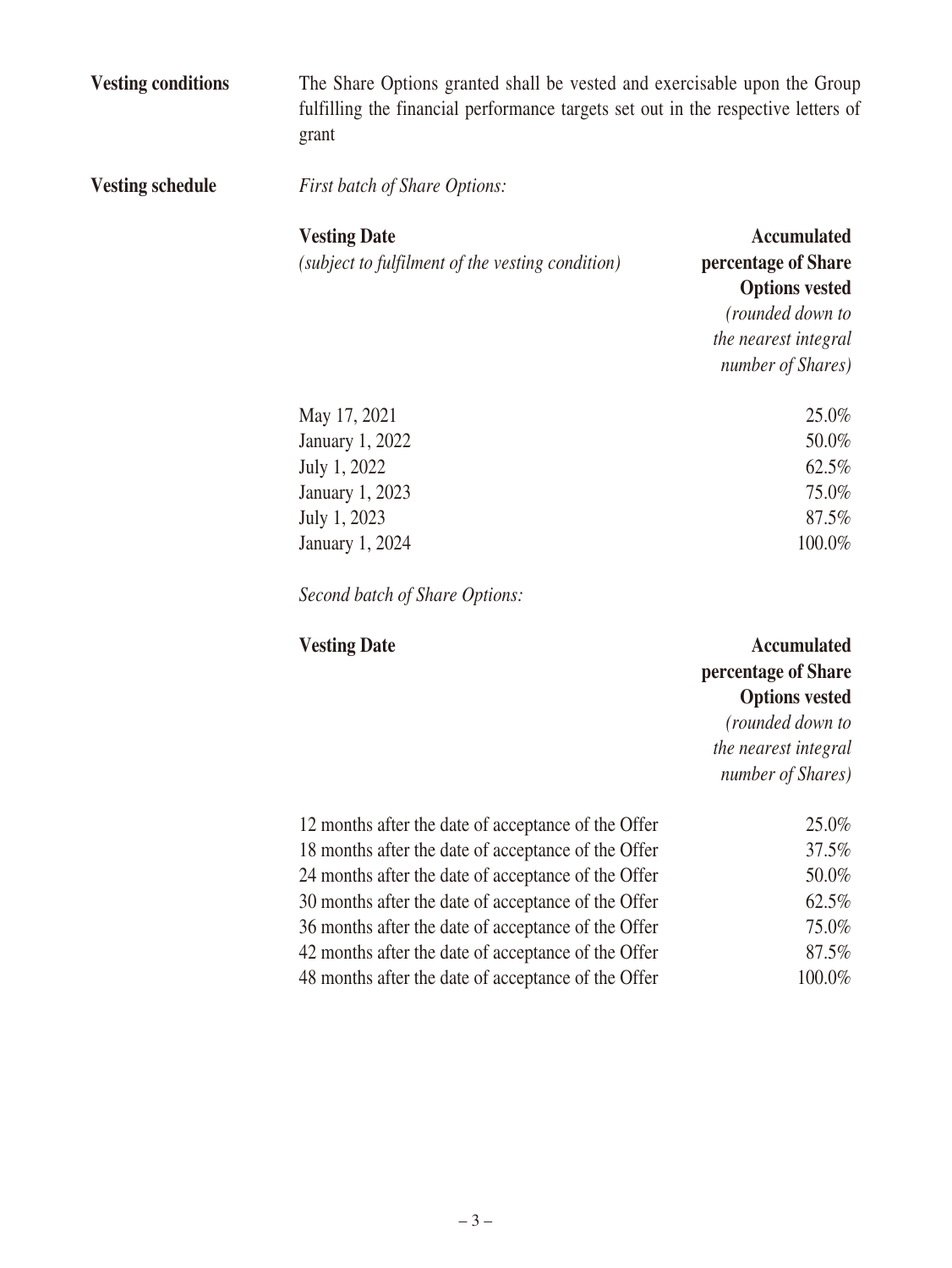**Vesting conditions**

The Share Options granted shall be vested and exercisable upon the Group fulfilling the financial performance targets set out in the respective letters of grant

**Vesting schedule**

*First batch of Share Options:*

| **Vesting Date** *(subject to fulfilment of the vesting condition)* | **Accumulated percentage of Share Options vested** *(rounded down to the nearest integral number of Shares)* |
|---|---|
| May 17, 2021 | 25.0% |
| January 1, 2022 | 50.0% |
| July 1, 2022 | 62.5% |
| January 1, 2023 | 75.0% |
| July 1, 2023 | 87.5% |
| January 1, 2024 | 100.0% |

*Second batch of Share Options:*

| **Vesting Date** | **Accumulated percentage of Share Options vested** *(rounded down to the nearest integral number of Shares)* |
|---|---|
| 12 months after the date of acceptance of the Offer | 25.0% |
| 18 months after the date of acceptance of the Offer | 37.5% |
| 24 months after the date of acceptance of the Offer | 50.0% |
| 30 months after the date of acceptance of the Offer | 62.5% |
| 36 months after the date of acceptance of the Offer | 75.0% |
| 42 months after the date of acceptance of the Offer | 87.5% |
| 48 months after the date of acceptance of the Offer | 100.0% |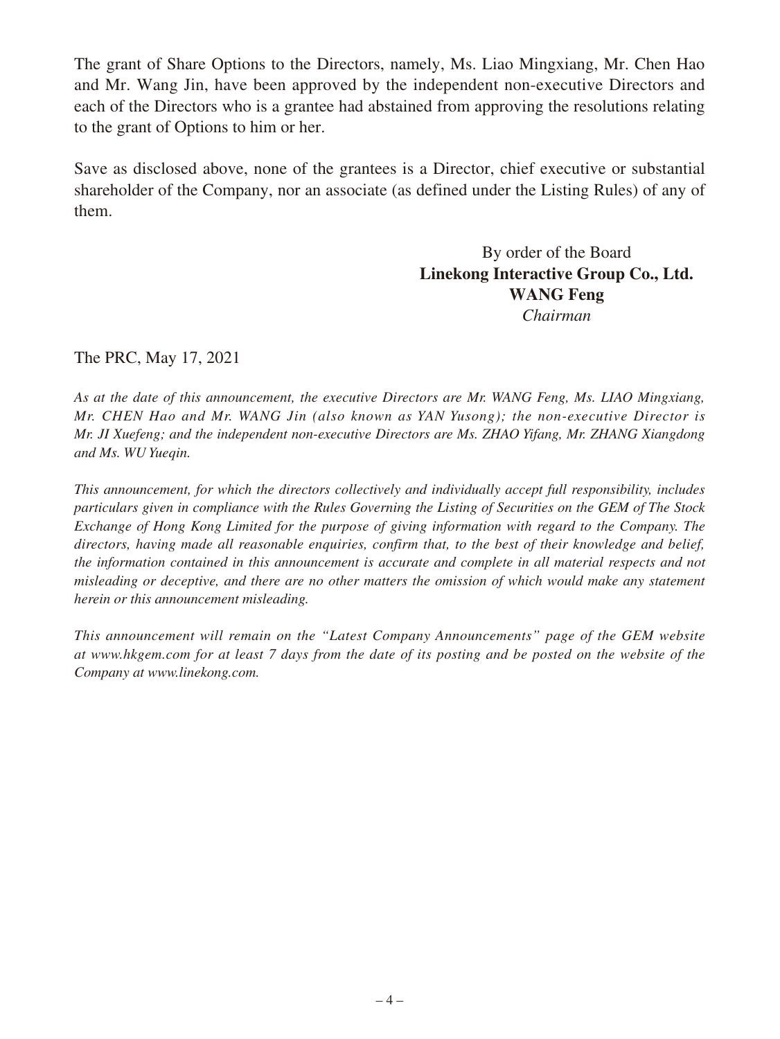The grant of Share Options to the Directors, namely, Ms. Liao Mingxiang, Mr. Chen Hao and Mr. Wang Jin, have been approved by the independent non-executive Directors and each of the Directors who is a grantee had abstained from approving the resolutions relating to the grant of Options to him or her.

Save as disclosed above, none of the grantees is a Director, chief executive or substantial shareholder of the Company, nor an associate (as defined under the Listing Rules) of any of them.

By order of the Board  
**Linekong Interactive Group Co., Ltd.**  
**WANG Feng**  
*Chairman*

The PRC, May 17, 2021

*As at the date of this announcement, the executive Directors are Mr. WANG Feng, Ms. LIAO Mingxiang, Mr. CHEN Hao and Mr. WANG Jin (also known as YAN Yusong); the non-executive Director is Mr. JI Xuefeng; and the independent non-executive Directors are Ms. ZHAO Yifang, Mr. ZHANG Xiangdong and Ms. WU Yueqin.*

*This announcement, for which the directors collectively and individually accept full responsibility, includes particulars given in compliance with the Rules Governing the Listing of Securities on the GEM of The Stock Exchange of Hong Kong Limited for the purpose of giving information with regard to the Company. The directors, having made all reasonable enquiries, confirm that, to the best of their knowledge and belief, the information contained in this announcement is accurate and complete in all material respects and not misleading or deceptive, and there are no other matters the omission of which would make any statement herein or this announcement misleading.*

*This announcement will remain on the "Latest Company Announcements" page of the GEM website at www.hkgem.com for at least 7 days from the date of its posting and be posted on the website of the Company at www.linekong.com.*